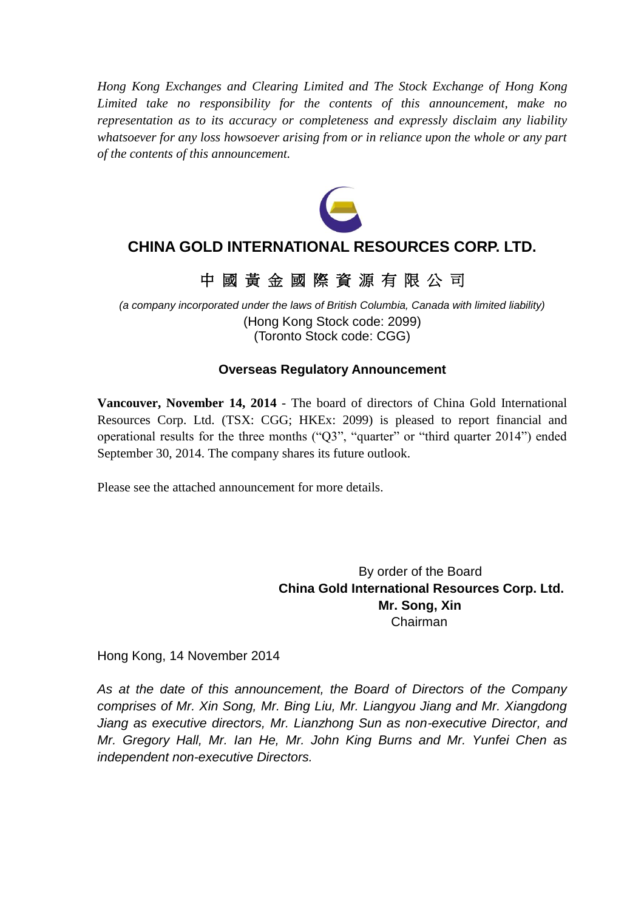*Hong Kong Exchanges and Clearing Limited and The Stock Exchange of Hong Kong Limited take no responsibility for the contents of this announcement, make no representation as to its accuracy or completeness and expressly disclaim any liability whatsoever for any loss howsoever arising from or in reliance upon the whole or any part of the contents of this announcement.*

# CHINA GOLD INTERNATIONAL RESOURCES CORP. LTD.

# 中國黃金國際資源有限公司

*(a company incorporated under the laws of British Columbia, Canada with limited liability)*

(Hong Kong Stock code: 2099)
(Toronto Stock code: CGG)

## Overseas Regulatory Announcement

**Vancouver, November 14, 2014** - The board of directors of China Gold International Resources Corp. Ltd. (TSX: CGG; HKEx: 2099) is pleased to report financial and operational results for the three months ("Q3", "quarter" or "third quarter 2014") ended September 30, 2014. The company shares its future outlook.

Please see the attached announcement for more details.

By order of the Board
**China Gold International Resources Corp. Ltd.**
**Mr. Song, Xin**
Chairman

Hong Kong, 14 November 2014

*As at the date of this announcement, the Board of Directors of the Company comprises of Mr. Xin Song, Mr. Bing Liu, Mr. Liangyou Jiang and Mr. Xiangdong Jiang as executive directors, Mr. Lianzhong Sun as non-executive Director, and Mr. Gregory Hall, Mr. Ian He, Mr. John King Burns and Mr. Yunfei Chen as independent non-executive Directors.*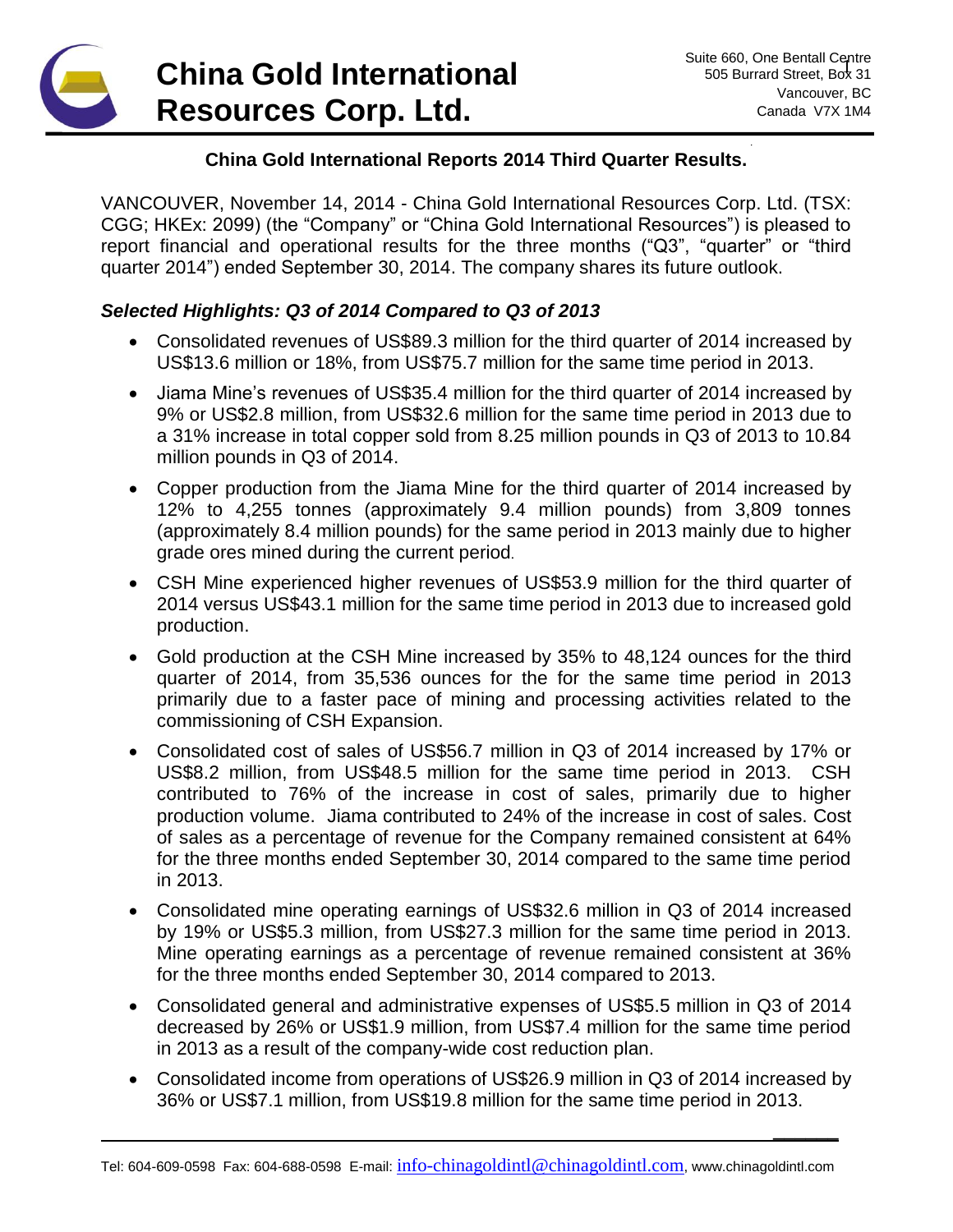# China Gold International Resources Corp. Ltd.

Suite 660, One Bentall Centre
505 Burrard Street, Box 31
Vancouver, BC
Canada V7X 1M4

**China Gold International Reports 2014 Third Quarter Results.**

VANCOUVER, November 14, 2014 - China Gold International Resources Corp. Ltd. (TSX: CGG; HKEx: 2099) (the "Company" or "China Gold International Resources") is pleased to report financial and operational results for the three months ("Q3", "quarter" or "third quarter 2014") ended September 30, 2014. The company shares its future outlook.

***Selected Highlights: Q3 of 2014 Compared to Q3 of 2013***

- Consolidated revenues of US$89.3 million for the third quarter of 2014 increased by US$13.6 million or 18%, from US$75.7 million for the same time period in 2013.
- Jiama Mine's revenues of US$35.4 million for the third quarter of 2014 increased by 9% or US$2.8 million, from US$32.6 million for the same time period in 2013 due to a 31% increase in total copper sold from 8.25 million pounds in Q3 of 2013 to 10.84 million pounds in Q3 of 2014.
- Copper production from the Jiama Mine for the third quarter of 2014 increased by 12% to 4,255 tonnes (approximately 9.4 million pounds) from 3,809 tonnes (approximately 8.4 million pounds) for the same period in 2013 mainly due to higher grade ores mined during the current period.
- CSH Mine experienced higher revenues of US$53.9 million for the third quarter of 2014 versus US$43.1 million for the same time period in 2013 due to increased gold production.
- Gold production at the CSH Mine increased by 35% to 48,124 ounces for the third quarter of 2014, from 35,536 ounces for the for the same time period in 2013 primarily due to a faster pace of mining and processing activities related to the commissioning of CSH Expansion.
- Consolidated cost of sales of US$56.7 million in Q3 of 2014 increased by 17% or US$8.2 million, from US$48.5 million for the same time period in 2013. CSH contributed to 76% of the increase in cost of sales, primarily due to higher production volume. Jiama contributed to 24% of the increase in cost of sales. Cost of sales as a percentage of revenue for the Company remained consistent at 64% for the three months ended September 30, 2014 compared to the same time period in 2013.
- Consolidated mine operating earnings of US$32.6 million in Q3 of 2014 increased by 19% or US$5.3 million, from US$27.3 million for the same time period in 2013. Mine operating earnings as a percentage of revenue remained consistent at 36% for the three months ended September 30, 2014 compared to 2013.
- Consolidated general and administrative expenses of US$5.5 million in Q3 of 2014 decreased by 26% or US$1.9 million, from US$7.4 million for the same time period in 2013 as a result of the company-wide cost reduction plan.
- Consolidated income from operations of US$26.9 million in Q3 of 2014 increased by 36% or US$7.1 million, from US$19.8 million for the same time period in 2013.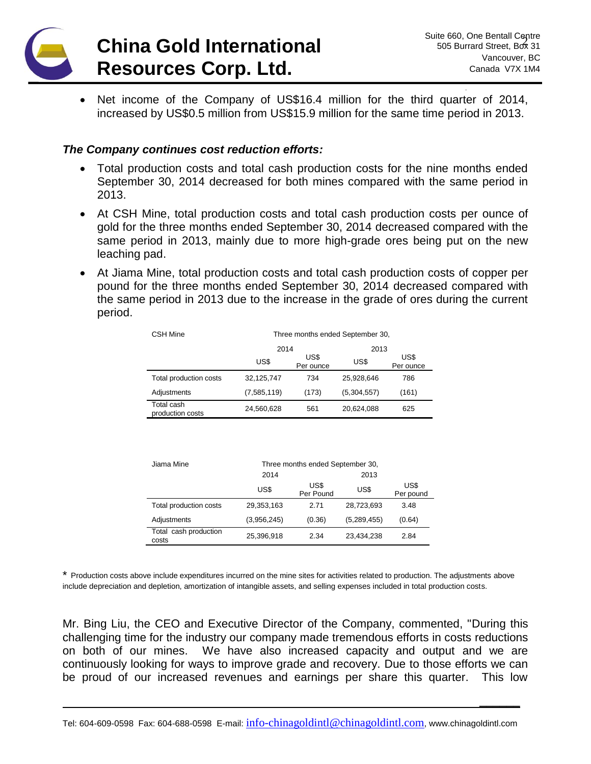- Net income of the Company of US$16.4 million for the third quarter of 2014, increased by US$0.5 million from US$15.9 million for the same time period in 2013.

***The Company continues cost reduction efforts:***

- Total production costs and total cash production costs for the nine months ended September 30, 2014 decreased for both mines compared with the same period in 2013.
- At CSH Mine, total production costs and total cash production costs per ounce of gold for the three months ended September 30, 2014 decreased compared with the same period in 2013, mainly due to more high-grade ores being put on the new leaching pad.
- At Jiama Mine, total production costs and total cash production costs of copper per pound for the three months ended September 30, 2014 decreased compared with the same period in 2013 due to the increase in the grade of ores during the current period.

| CSH Mine | Three months ended September 30, | | | |
|---|---|---|---|---|
| | 2014 | | 2013 | |
| | US$ | US$ Per ounce | US$ | US$ Per ounce |
| Total production costs | 32,125,747 | 734 | 25,928,646 | 786 |
| Adjustments | (7,585,119) | (173) | (5,304,557) | (161) |
| Total cash production costs | 24,560,628 | 561 | 20,624,088 | 625 |

| Jiama Mine | Three months ended September 30, | | | |
|---|---|---|---|---|
| | 2014 | | 2013 | |
| | US$ | US$ Per Pound | US$ | US$ Per pound |
| Total production costs | 29,353,163 | 2.71 | 28,723,693 | 3.48 |
| Adjustments | (3,956,245) | (0.36) | (5,289,455) | (0.64) |
| Total cash production costs | 25,396,918 | 2.34 | 23,434,238 | 2.84 |

\* Production costs above include expenditures incurred on the mine sites for activities related to production. The adjustments above include depreciation and depletion, amortization of intangible assets, and selling expenses included in total production costs.

Mr. Bing Liu, the CEO and Executive Director of the Company, commented, "During this challenging time for the industry our company made tremendous efforts in costs reductions on both of our mines. We have also increased capacity and output and we are continuously looking for ways to improve grade and recovery. Due to those efforts we can be proud of our increased revenues and earnings per share this quarter. This low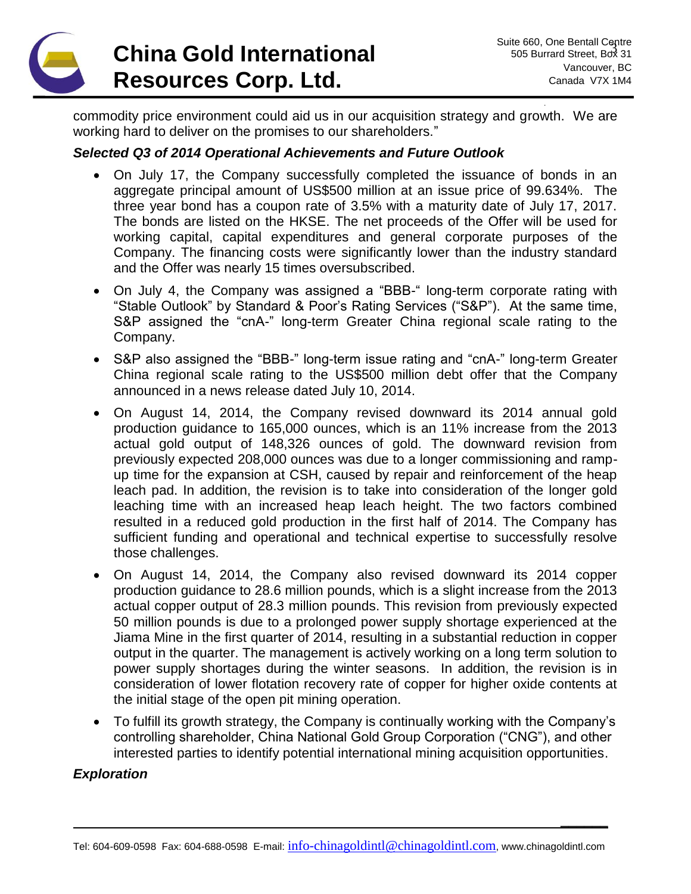commodity price environment could aid us in our acquisition strategy and growth. We are working hard to deliver on the promises to our shareholders."

***Selected Q3 of 2014 Operational Achievements and Future Outlook***

- On July 17, the Company successfully completed the issuance of bonds in an aggregate principal amount of US$500 million at an issue price of 99.634%. The three year bond has a coupon rate of 3.5% with a maturity date of July 17, 2017. The bonds are listed on the HKSE. The net proceeds of the Offer will be used for working capital, capital expenditures and general corporate purposes of the Company. The financing costs were significantly lower than the industry standard and the Offer was nearly 15 times oversubscribed.
- On July 4, the Company was assigned a "BBB-" long-term corporate rating with "Stable Outlook" by Standard & Poor's Rating Services ("S&P"). At the same time, S&P assigned the "cnA-" long-term Greater China regional scale rating to the Company.
- S&P also assigned the "BBB-" long-term issue rating and "cnA-" long-term Greater China regional scale rating to the US$500 million debt offer that the Company announced in a news release dated July 10, 2014.
- On August 14, 2014, the Company revised downward its 2014 annual gold production guidance to 165,000 ounces, which is an 11% increase from the 2013 actual gold output of 148,326 ounces of gold. The downward revision from previously expected 208,000 ounces was due to a longer commissioning and ramp-up time for the expansion at CSH, caused by repair and reinforcement of the heap leach pad. In addition, the revision is to take into consideration of the longer gold leaching time with an increased heap leach height. The two factors combined resulted in a reduced gold production in the first half of 2014. The Company has sufficient funding and operational and technical expertise to successfully resolve those challenges.
- On August 14, 2014, the Company also revised downward its 2014 copper production guidance to 28.6 million pounds, which is a slight increase from the 2013 actual copper output of 28.3 million pounds. This revision from previously expected 50 million pounds is due to a prolonged power supply shortage experienced at the Jiama Mine in the first quarter of 2014, resulting in a substantial reduction in copper output in the quarter. The management is actively working on a long term solution to power supply shortages during the winter seasons. In addition, the revision is in consideration of lower flotation recovery rate of copper for higher oxide contents at the initial stage of the open pit mining operation.
- To fulfill its growth strategy, the Company is continually working with the Company's controlling shareholder, China National Gold Group Corporation ("CNG"), and other interested parties to identify potential international mining acquisition opportunities.

***Exploration***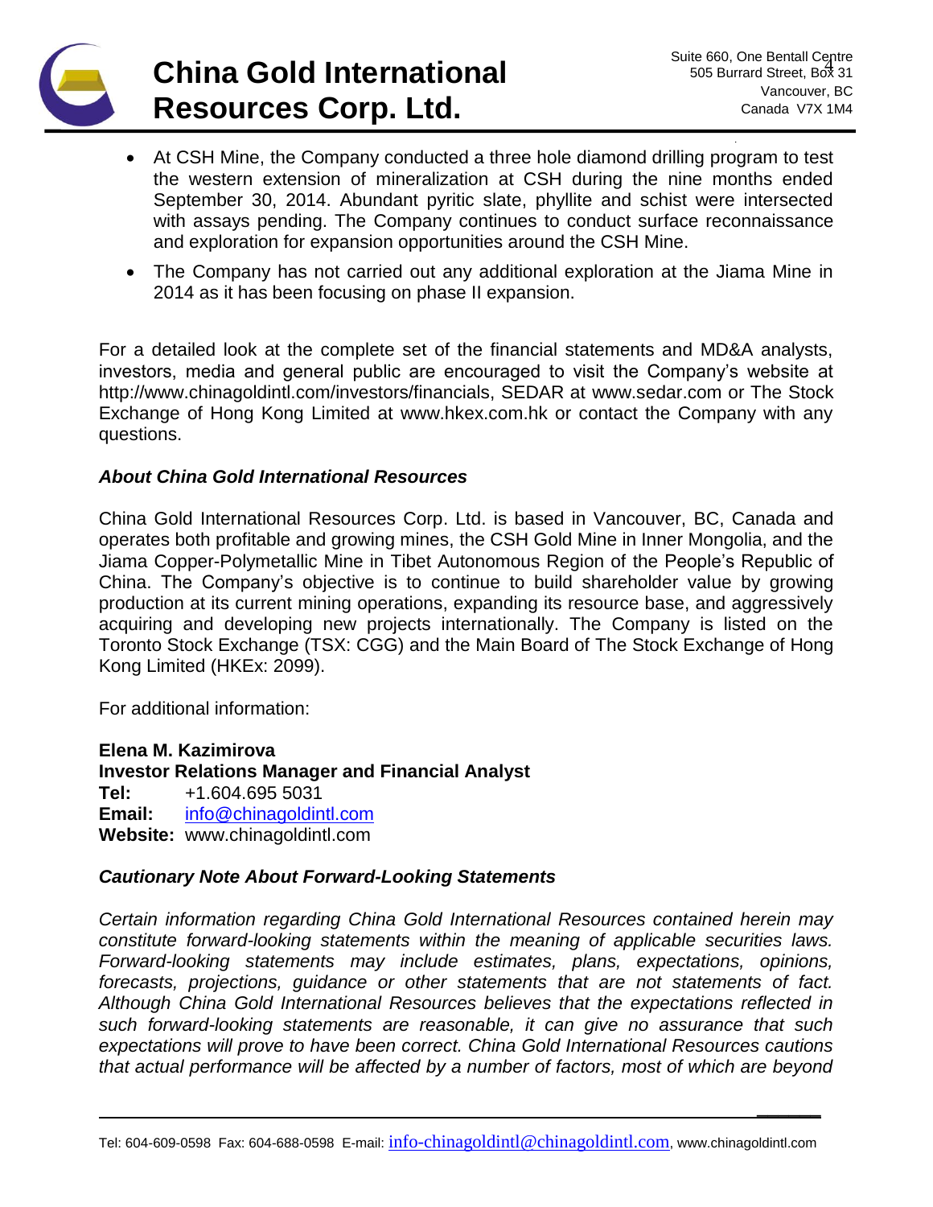- At CSH Mine, the Company conducted a three hole diamond drilling program to test the western extension of mineralization at CSH during the nine months ended September 30, 2014. Abundant pyritic slate, phyllite and schist were intersected with assays pending. The Company continues to conduct surface reconnaissance and exploration for expansion opportunities around the CSH Mine.
- The Company has not carried out any additional exploration at the Jiama Mine in 2014 as it has been focusing on phase II expansion.

For a detailed look at the complete set of the financial statements and MD&A analysts, investors, media and general public are encouraged to visit the Company's website at http://www.chinagoldintl.com/investors/financials, SEDAR at www.sedar.com or The Stock Exchange of Hong Kong Limited at www.hkex.com.hk or contact the Company with any questions.

### *About China Gold International Resources*

China Gold International Resources Corp. Ltd. is based in Vancouver, BC, Canada and operates both profitable and growing mines, the CSH Gold Mine in Inner Mongolia, and the Jiama Copper-Polymetallic Mine in Tibet Autonomous Region of the People's Republic of China. The Company's objective is to continue to build shareholder value by growing production at its current mining operations, expanding its resource base, and aggressively acquiring and developing new projects internationally. The Company is listed on the Toronto Stock Exchange (TSX: CGG) and the Main Board of The Stock Exchange of Hong Kong Limited (HKEx: 2099).

For additional information:

**Elena M. Kazimirova**
**Investor Relations Manager and Financial Analyst**
**Tel:** +1.604.695 5031
**Email:** info@chinagoldintl.com
**Website:** www.chinagoldintl.com

### *Cautionary Note About Forward-Looking Statements*

*Certain information regarding China Gold International Resources contained herein may constitute forward-looking statements within the meaning of applicable securities laws. Forward-looking statements may include estimates, plans, expectations, opinions, forecasts, projections, guidance or other statements that are not statements of fact. Although China Gold International Resources believes that the expectations reflected in such forward-looking statements are reasonable, it can give no assurance that such expectations will prove to have been correct. China Gold International Resources cautions that actual performance will be affected by a number of factors, most of which are beyond*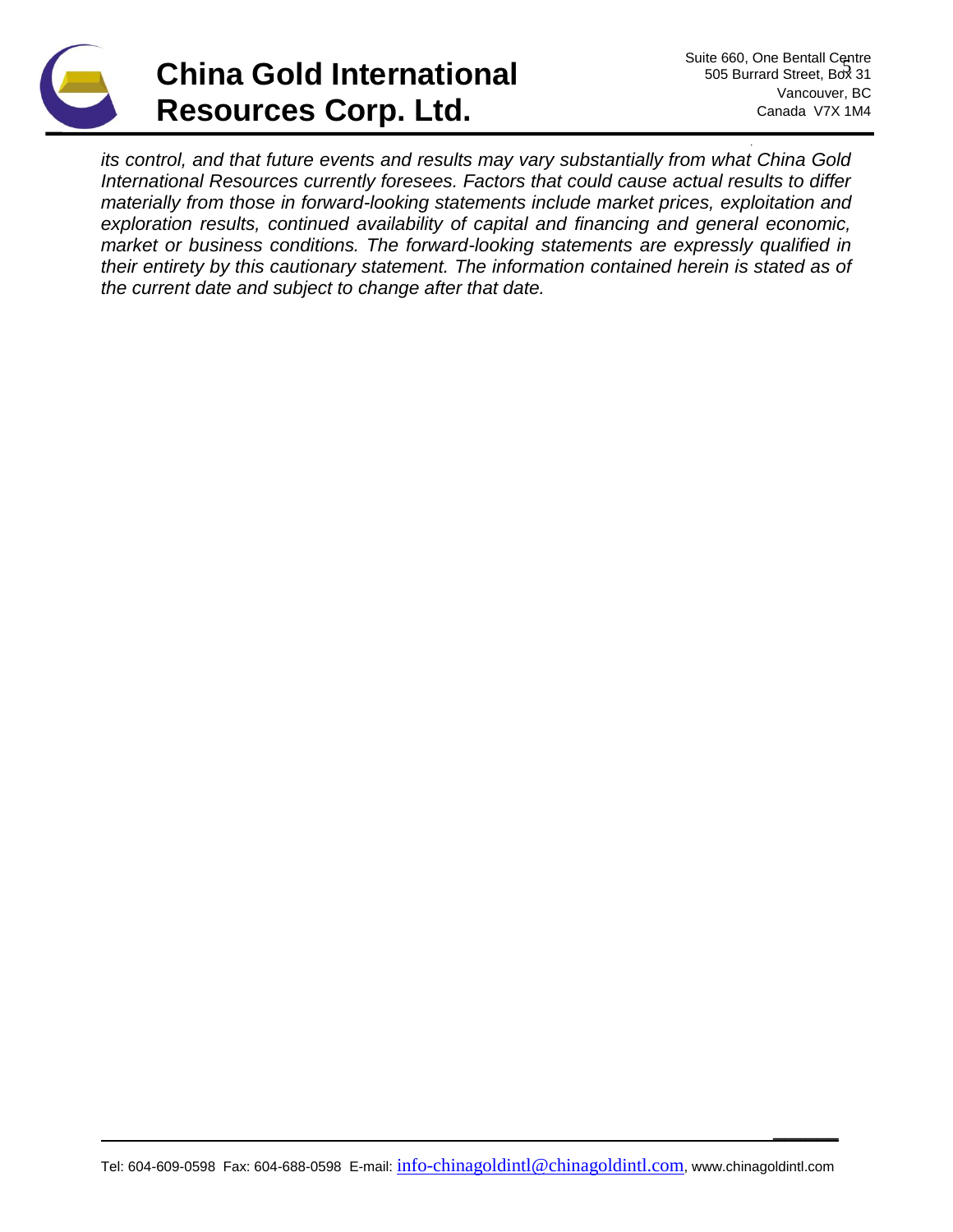*its control, and that future events and results may vary substantially from what China Gold International Resources currently foresees. Factors that could cause actual results to differ materially from those in forward-looking statements include market prices, exploitation and exploration results, continued availability of capital and financing and general economic, market or business conditions. The forward-looking statements are expressly qualified in their entirety by this cautionary statement. The information contained herein is stated as of the current date and subject to change after that date.*